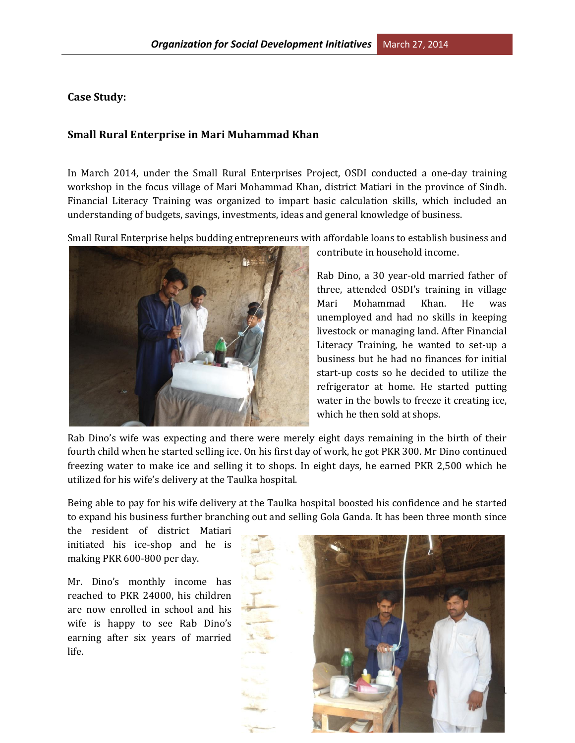**Case Study:**

**Small Rural Enterprise in Mari Muhammad Khan**

In March 2014, under the Small Rural Enterprises Project, OSDI conducted a one-day training workshop in the focus village of Mari Mohammad Khan, district Matiari in the province of Sindh. Financial Literacy Training was organized to impart basic calculation skills, which included an understanding of budgets, savings, investments, ideas and general knowledge of business.

Small Rural Enterprise helps budding entrepreneurs with affordable loans to establish business and contribute in household income.

Rab Dino, a 30 year-old married father of three, attended OSDI's training in village Mari Mohammad Khan. He was unemployed and had no skills in keeping livestock or managing land. After Financial Literacy Training, he wanted to set-up a business but he had no finances for initial start-up costs so he decided to utilize the refrigerator at home. He started putting water in the bowls to freeze it creating ice, which he then sold at shops.

Rab Dino's wife was expecting and there were merely eight days remaining in the birth of their fourth child when he started selling ice. On his first day of work, he got PKR 300. Mr Dino continued freezing water to make ice and selling it to shops. In eight days, he earned PKR 2,500 which he utilized for his wife's delivery at the Taulka hospital.

Being able to pay for his wife delivery at the Taulka hospital boosted his confidence and he started to expand his business further branching out and selling Gola Ganda. It has been three month since the resident of district Matiari initiated his ice-shop and he is making PKR 600-800 per day.

Mr. Dino's monthly income has reached to PKR 24000, his children are now enrolled in school and his wife is happy to see Rab Dino's earning after six years of married life.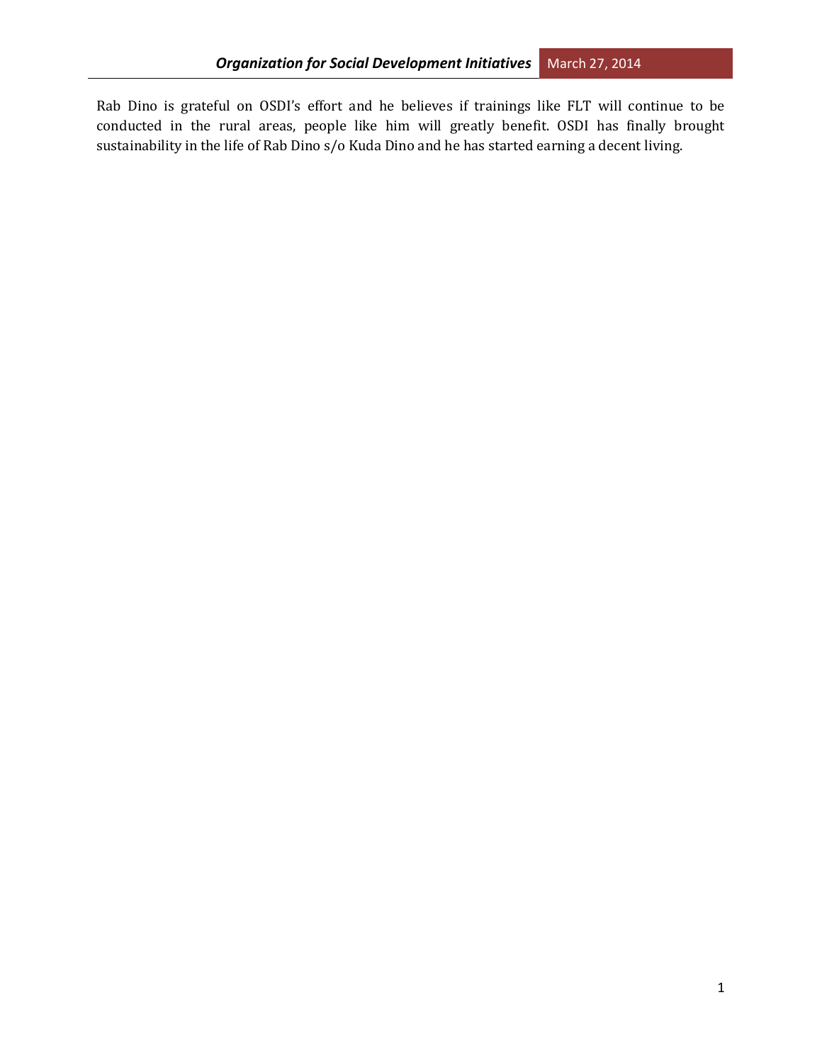Rab Dino is grateful on OSDI’s effort and he believes if trainings like FLT will continue to be conducted in the rural areas, people like him will greatly benefit. OSDI has finally brought sustainability in the life of Rab Dino s/o Kuda Dino and he has started earning a decent living.